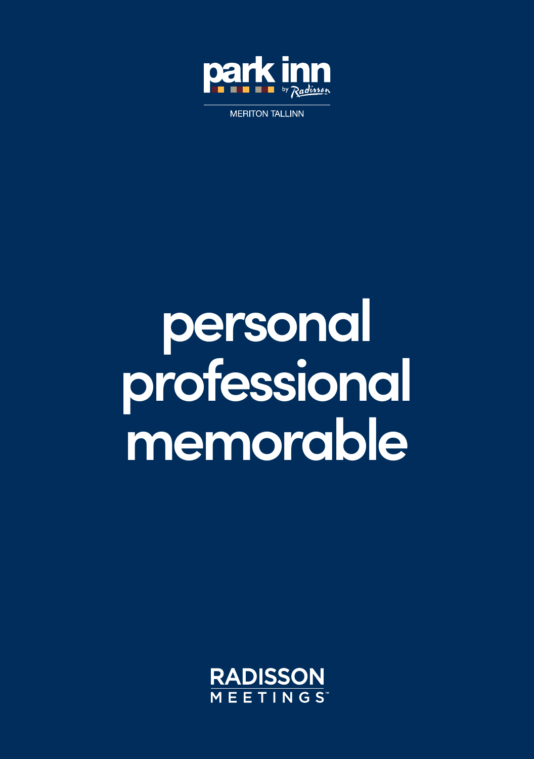park inn by Radisson

MERITON TALLINN

# personal professional memorable

RADISSON MEETINGS™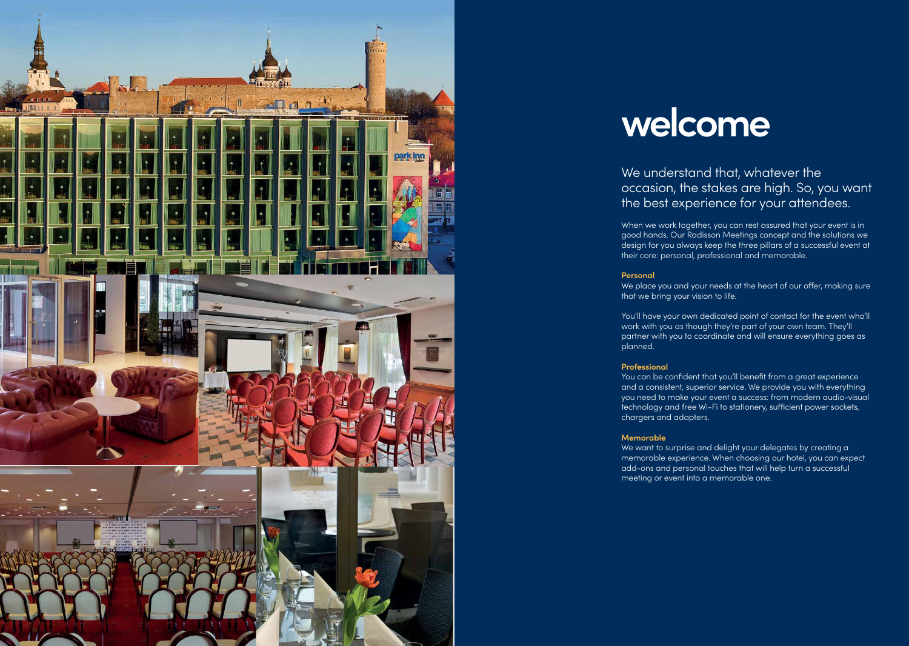# welcome

## We understand that, whatever the occasion, the stakes are high. So, you want the best experience for your attendees.

When we work together, you can rest assured that your event is in good hands. Our Radisson Meetings concept and the solutions we design for you always keep the three pillars of a successful event at their core: personal, professional and memorable.

**Personal**

We place you and your needs at the heart of our offer, making sure that we bring your vision to life.

You'll have your own dedicated point of contact for the event who'll work with you as though they're part of your own team. They'll partner with you to coordinate and will ensure everything goes as planned.

**Professional**

You can be confident that you'll benefit from a great experience and a consistent, superior service. We provide you with everything you need to make your event a success: from modern audio-visual technology and free Wi-Fi to stationery, sufficient power sockets, chargers and adapters.

**Memorable**

We want to surprise and delight your delegates by creating a memorable experience. When choosing our hotel, you can expect add-ons and personal touches that will help turn a successful meeting or event into a memorable one.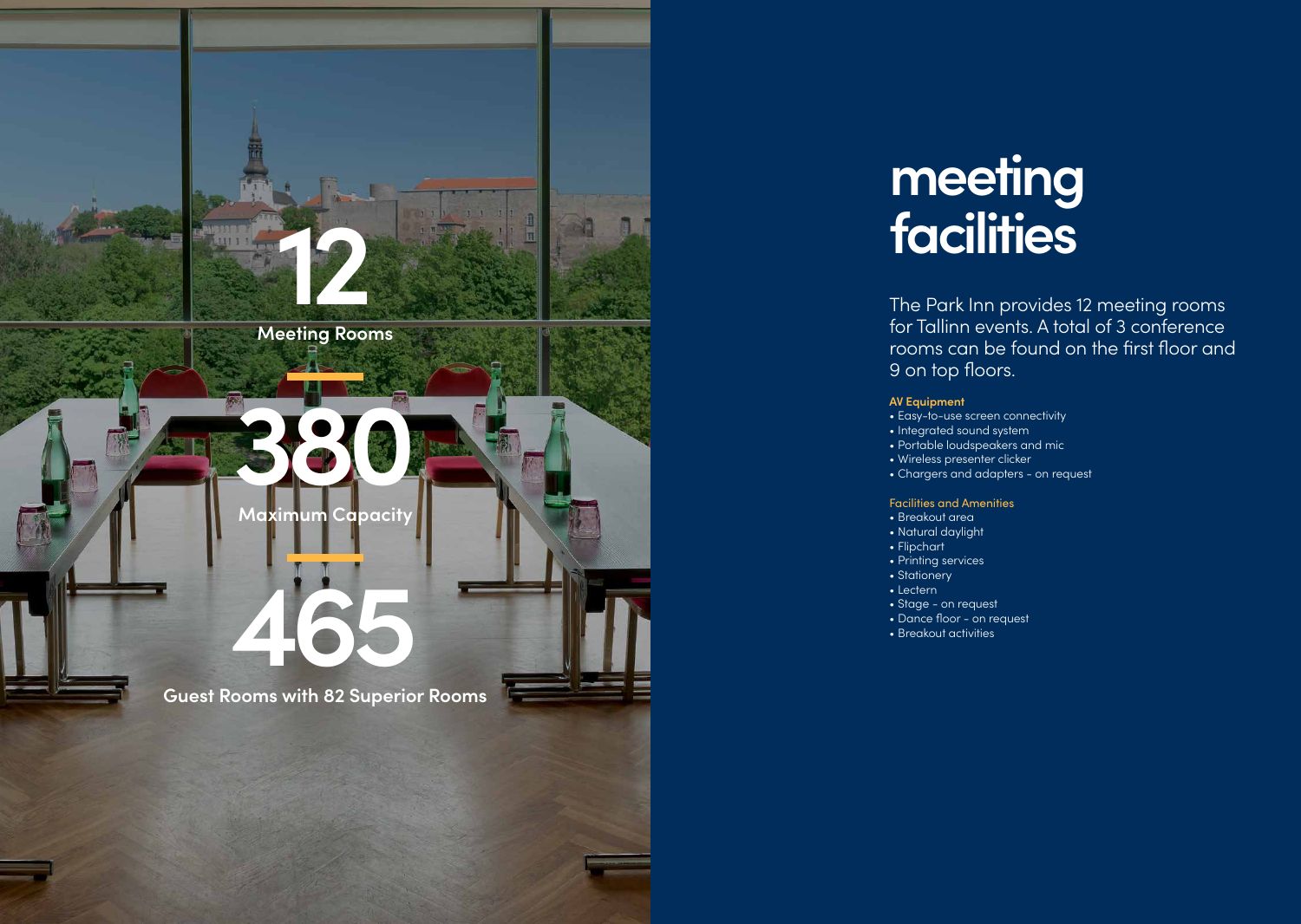**12**

**Meeting Rooms**

**380**

**Maximum Capacity**

**465**

**Guest Rooms with 82 Superior Rooms**

# meeting facilities

The Park Inn provides 12 meeting rooms for Tallinn events. A total of 3 conference rooms can be found on the first floor and 9 on top floors.

**AV Equipment**

- Easy-to-use screen connectivity
- Integrated sound system
- Portable loudspeakers and mic
- Wireless presenter clicker
- Chargers and adapters - on request

**Facilities and Amenities**

- Breakout area
- Natural daylight
- Flipchart
- Printing services
- Stationery
- Lectern
- Stage - on request
- Dance floor - on request
- Breakout activities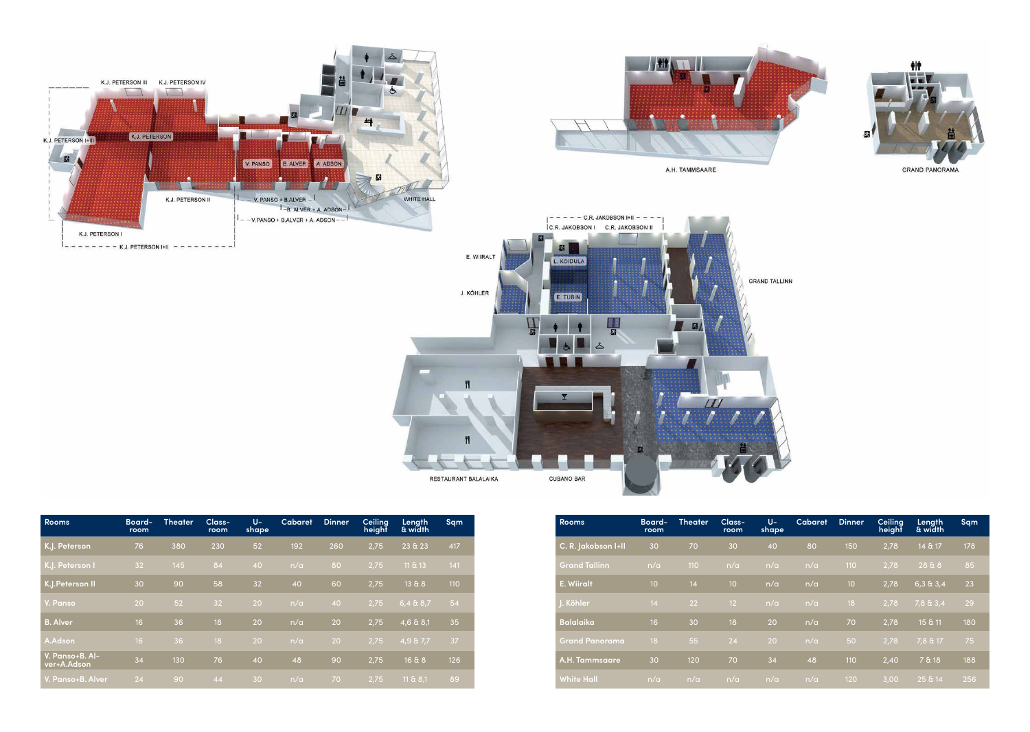K.J. PETERSON III
K.J. PETERSON IV
K.J. PETERSON I+III
K.J. PETERSON
V. PANSO
B. ALVER
A. ADSON
K.J. PETERSON II
V. PANSO + B.ALVER
B. ALVER + A. ADSON
V.PANSO + B.ALVER + A. ADSON
WHITE HALL
K.J. PETERSON I
K.J. PETERSON I+II

A.H. TAMMSAARE

GRAND PANORAMA

C.R. JAKOBSON I+II
C.R. JAKOBSON I
C.R. JAKOBSON II
E. WIIRALT
L. KOIDULA
J. KÖHLER
E. TUBIN
GRAND TALLINN
RESTAURANT BALALAIKA
CUBANO BAR

| Rooms | Board-room | Theater | Class-room | U-shape | Cabaret | Dinner | Ceiling height | Length & width | Sqm |
|---|---|---|---|---|---|---|---|---|---|
| K.J. Peterson | 76 | 380 | 230 | 52 | 192 | 260 | 2,75 | 23 & 23 | 417 |
| K.J. Peterson I | 32 | 145 | 84 | 40 | n/a | 80 | 2,75 | 11 & 13 | 141 |
| K.J.Peterson II | 30 | 90 | 58 | 32 | 40 | 60 | 2,75 | 13 & 8 | 110 |
| V. Panso | 20 | 52 | 32 | 20 | n/a | 40 | 2,75 | 6,4 & 8,7 | 54 |
| B. Alver | 16 | 36 | 18 | 20 | n/a | 20 | 2,75 | 4,6 & 8,1 | 35 |
| A.Adson | 16 | 36 | 18 | 20 | n/a | 20 | 2,75 | 4,9 & 7,7 | 37 |
| V. Panso+B. Alver+A.Adson | 34 | 130 | 76 | 40 | 48 | 90 | 2,75 | 16 & 8 | 126 |
| V. Panso+B. Alver | 24 | 90 | 44 | 30 | n/a | 70 | 2,75 | 11 & 8,1 | 89 |

| Rooms | Board-room | Theater | Class-room | U-shape | Cabaret | Dinner | Ceiling height | Length & width | Sqm |
|---|---|---|---|---|---|---|---|---|---|
| C. R. Jakobson I+II | 30 | 70 | 30 | 40 | 80 | 150 | 2,78 | 14 & 17 | 178 |
| Grand Tallinn | n/a | 110 | n/a | n/a | n/a | 110 | 2,78 | 28 & 8 | 85 |
| E. Wiiralt | 10 | 14 | 10 | n/a | n/a | 10 | 2,78 | 6,3 & 3,4 | 23 |
| J. Köhler | 14 | 22 | 12 | n/a | n/a | 18 | 2,78 | 7,8 & 3,4 | 29 |
| Balalaika | 16 | 30 | 18 | 20 | n/a | 70 | 2,78 | 15 & 11 | 180 |
| Grand Panorama | 18 | 55 | 24 | 20 | n/a | 50 | 2,78 | 7,8 & 17 | 75 |
| A.H. Tammsaare | 30 | 120 | 70 | 34 | 48 | 110 | 2,40 | 7 & 18 | 188 |
| White Hall | n/a | n/a | n/a | n/a | n/a | 120 | 3,00 | 25 & 14 | 256 |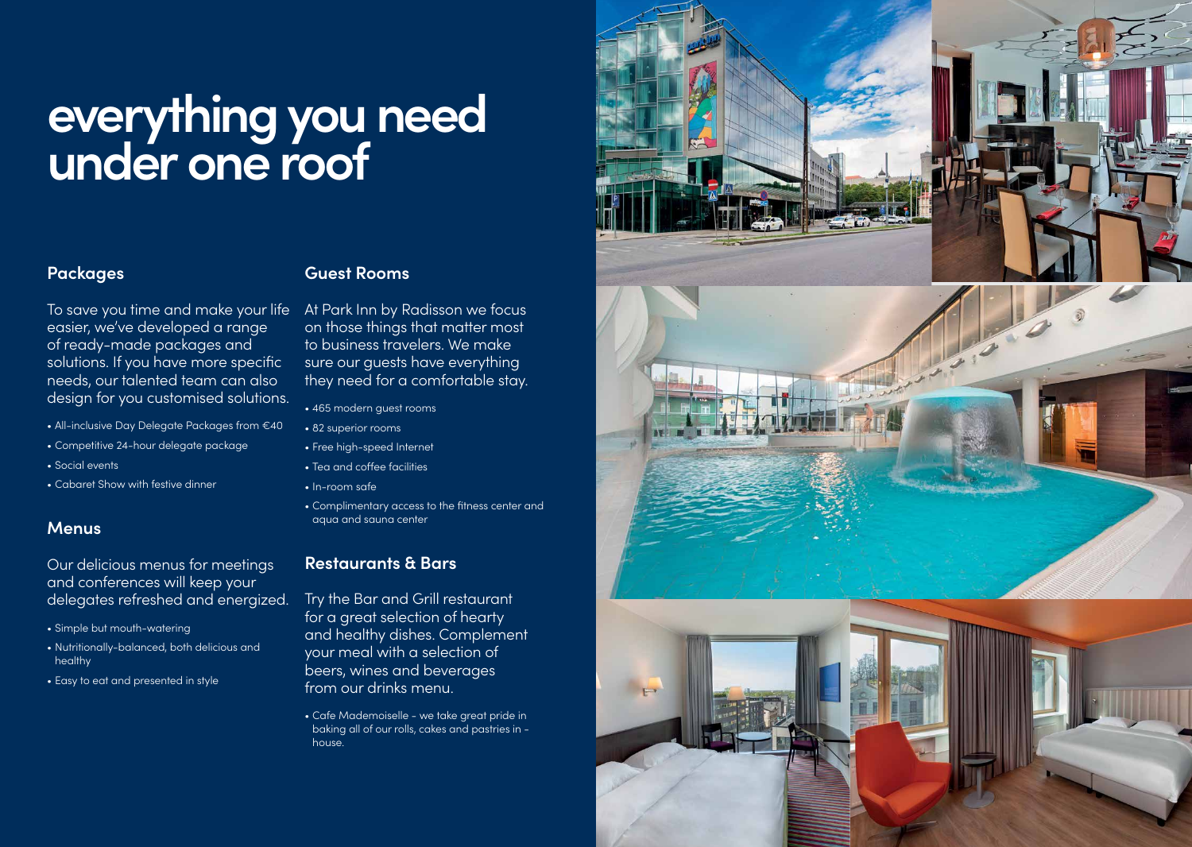# everything you need under one roof

## Packages

To save you time and make your life easier, we've developed a range of ready-made packages and solutions. If you have more specific needs, our talented team can also design for you customised solutions.

- All-inclusive Day Delegate Packages from €40
- Competitive 24-hour delegate package
- Social events
- Cabaret Show with festive dinner

## Menus

Our delicious menus for meetings and conferences will keep your delegates refreshed and energized.

- Simple but mouth-watering
- Nutritionally-balanced, both delicious and healthy
- Easy to eat and presented in style

## Guest Rooms

At Park Inn by Radisson we focus on those things that matter most to business travelers. We make sure our guests have everything they need for a comfortable stay.

- 465 modern guest rooms
- 82 superior rooms
- Free high-speed Internet
- Tea and coffee facilities
- In-room safe
- Complimentary access to the fitness center and aqua and sauna center

## Restaurants & Bars

Try the Bar and Grill restaurant for a great selection of hearty and healthy dishes. Complement your meal with a selection of beers, wines and beverages from our drinks menu.

- Cafe Mademoiselle - we take great pride in baking all of our rolls, cakes and pastries in - house.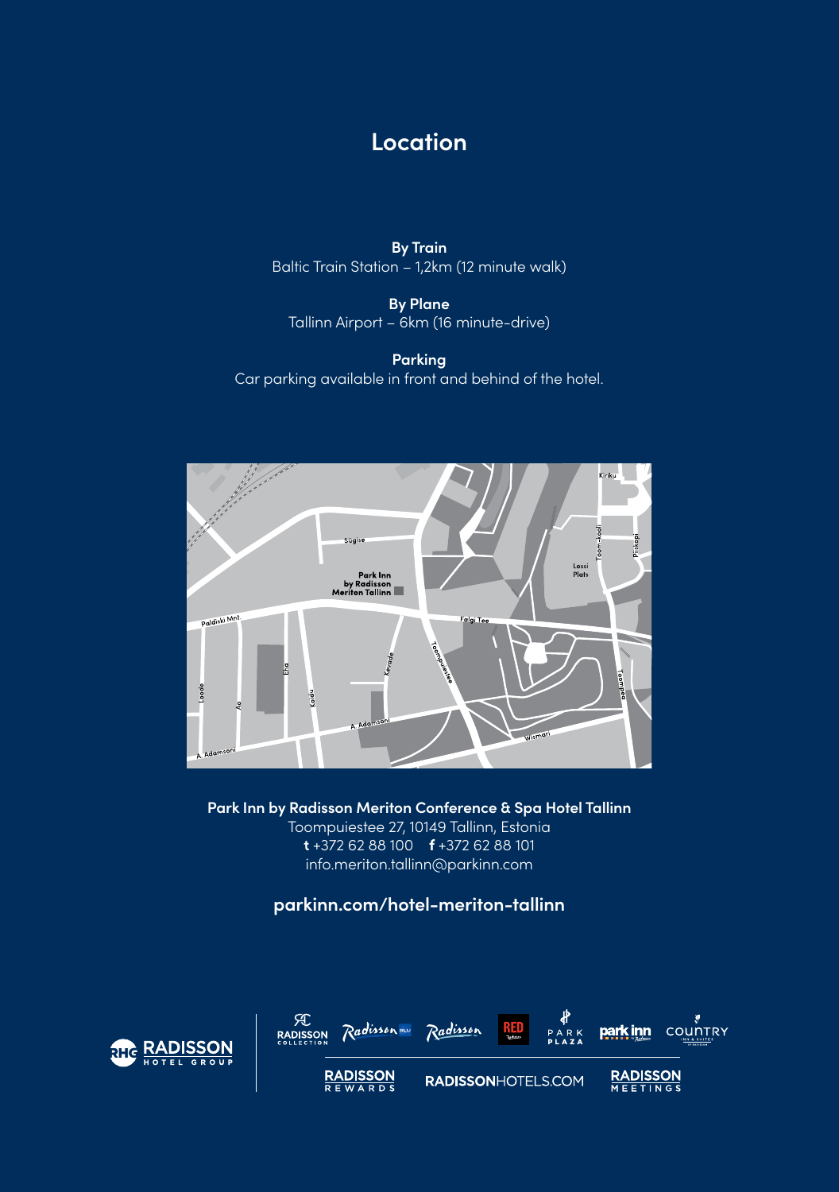# Location

**By Train**
Baltic Train Station – 1,2km (12 minute walk)

**By Plane**
Tallinn Airport – 6km (16 minute-drive)

**Parking**
Car parking available in front and behind of the hotel.

Kiriku
Sügise
Park Inn by Radisson Meriton Tallinn
Toom-Kooli
Lossi Plats
Piiskopi
Paldiski Mnt.
Falgi Tee
Toompuiestee
Kevade
Loode
Ao
Eha
Kadu
A. Adamsoni
A. Adamsoni
Wismari
Toompea

**Park Inn by Radisson Meriton Conference & Spa Hotel Tallinn**
Toompuiestee 27, 10149 Tallinn, Estonia
**t** +372 62 88 100 **f** +372 62 88 101
info.meriton.tallinn@parkinn.com

**parkinn.com/hotel-meriton-tallinn**

RADISSON HOTEL GROUP | RADISSON COLLECTION | Radisson BLU | Radisson | RED | PARK PLAZA | park inn | COUNTRY INN & SUITES
RADISSON REWARDS | RADISSONHOTELS.COM | RADISSON MEETINGS